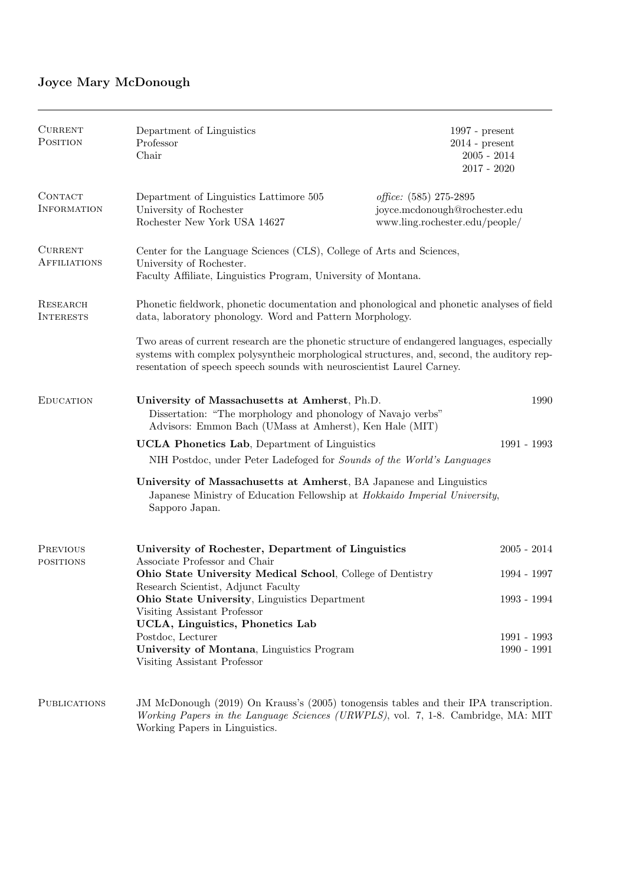# Joyce Mary McDonough

---

## Current Position

| | |
|---|---|
| Department of Linguistics | 1997 - present |
| Professor | 2014 - present |
| Chair | 2005 - 2014 |
| | 2017 - 2020 |

## Contact Information

Department of Linguistics Lattimore 505
University of Rochester
Rochester New York USA 14627

*office:* (585) 275-2895
joyce.mcdonough@rochester.edu
www.ling.rochester.edu/people/

## Current Affiliations

Center for the Language Sciences (CLS), College of Arts and Sciences, University of Rochester.
Faculty Affiliate, Linguistics Program, University of Montana.

## Research Interests

Phonetic fieldwork, phonetic documentation and phonological and phonetic analyses of field data, laboratory phonology. Word and Pattern Morphology.

Two areas of current research are the phonetic structure of endangered languages, especially systems with complex polysyntheic morphological structures, and, second, the auditory representation of speech speech sounds with neuroscientist Laurel Carney.

## Education

**University of Massachusetts at Amherst**, Ph.D. — 1990
Dissertation: "The morphology and phonology of Navajo verbs"
Advisors: Emmon Bach (UMass at Amherst), Ken Hale (MIT)

**UCLA Phonetics Lab**, Department of Linguistics — 1991 - 1993
NIH Postdoc, under Peter Ladefoged for *Sounds of the World's Languages*

**University of Massachusetts at Amherst**, BA Japanese and Linguistics
Japanese Ministry of Education Fellowship at *Hokkaido Imperial University*, Sapporo Japan.

## Previous positions

**University of Rochester, Department of Linguistics** — 2005 - 2014
Associate Professor and Chair

**Ohio State University Medical School**, College of Dentistry — 1994 - 1997
Research Scientist, Adjunct Faculty

**Ohio State University**, Linguistics Department — 1993 - 1994
Visiting Assistant Professor

**UCLA, Linguistics, Phonetics Lab**
Postdoc, Lecturer — 1991 - 1993

**University of Montana**, Linguistics Program — 1990 - 1991
Visiting Assistant Professor

## Publications

JM McDonough (2019) On Krauss's (2005) tonogensis tables and their IPA transcription. *Working Papers in the Language Sciences (URWPLS)*, vol. 7, 1-8. Cambridge, MA: MIT Working Papers in Linguistics.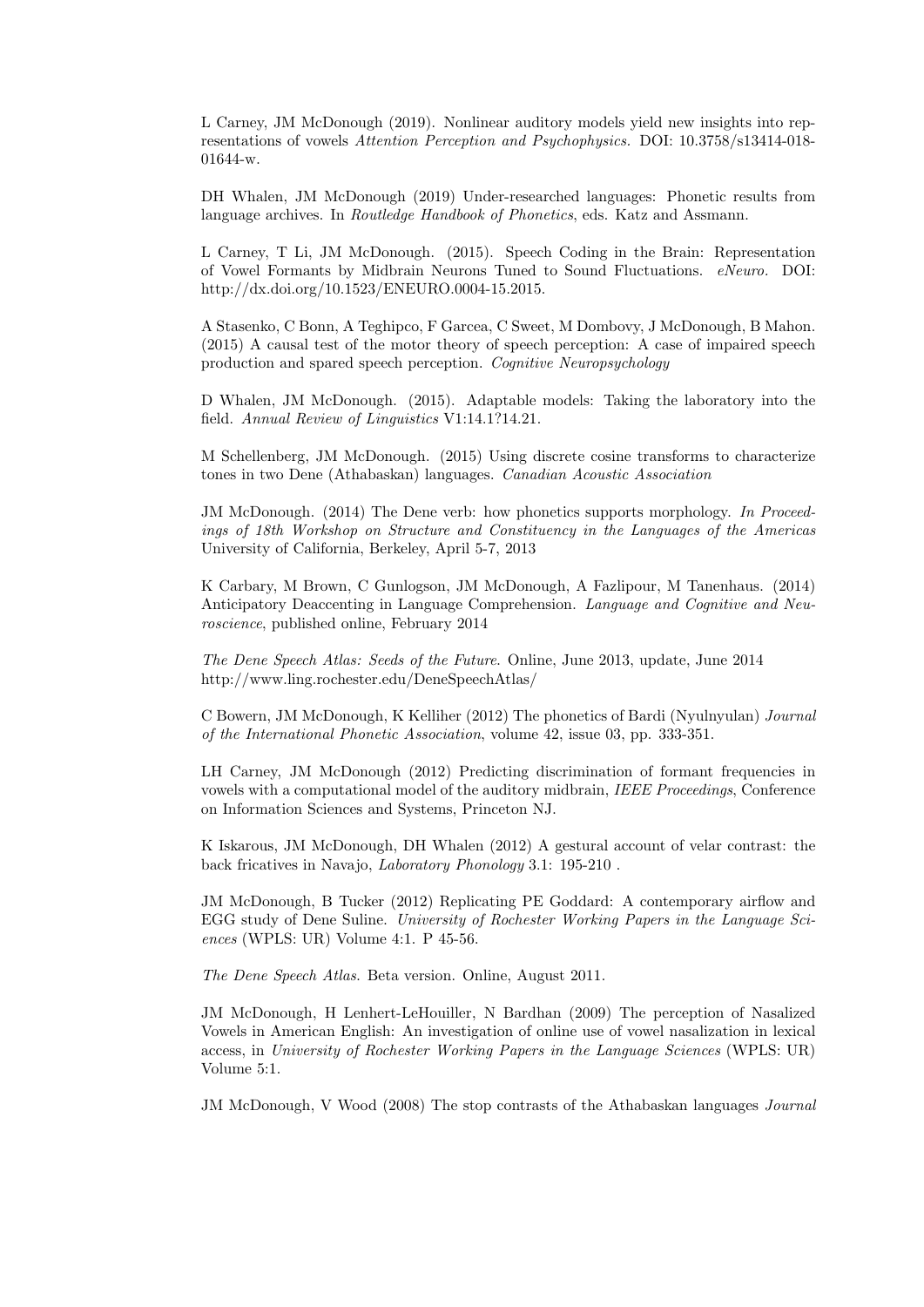L Carney, JM McDonough (2019). Nonlinear auditory models yield new insights into representations of vowels *Attention Perception and Psychophysics.* DOI: 10.3758/s13414-018-01644-w.

DH Whalen, JM McDonough (2019) Under-researched languages: Phonetic results from language archives. In *Routledge Handbook of Phonetics*, eds. Katz and Assmann.

L Carney, T Li, JM McDonough. (2015). Speech Coding in the Brain: Representation of Vowel Formants by Midbrain Neurons Tuned to Sound Fluctuations. *eNeuro.* DOI: http://dx.doi.org/10.1523/ENEURO.0004-15.2015.

A Stasenko, C Bonn, A Teghipco, F Garcea, C Sweet, M Dombovy, J McDonough, B Mahon. (2015) A causal test of the motor theory of speech perception: A case of impaired speech production and spared speech perception. *Cognitive Neuropsychology*

D Whalen, JM McDonough. (2015). Adaptable models: Taking the laboratory into the field. *Annual Review of Linguistics* V1:14.1?14.21.

M Schellenberg, JM McDonough. (2015) Using discrete cosine transforms to characterize tones in two Dene (Athabaskan) languages. *Canadian Acoustic Association*

JM McDonough. (2014) The Dene verb: how phonetics supports morphology. *In Proceedings of 18th Workshop on Structure and Constituency in the Languages of the Americas* University of California, Berkeley, April 5-7, 2013

K Carbary, M Brown, C Gunlogson, JM McDonough, A Fazlipour, M Tanenhaus. (2014) Anticipatory Deaccenting in Language Comprehension. *Language and Cognitive and Neuroscience*, published online, February 2014

*The Dene Speech Atlas: Seeds of the Future.* Online, June 2013, update, June 2014 http://www.ling.rochester.edu/DeneSpeechAtlas/

C Bowern, JM McDonough, K Kelliher (2012) The phonetics of Bardi (Nyulnyulan) *Journal of the International Phonetic Association*, volume 42, issue 03, pp. 333-351.

LH Carney, JM McDonough (2012) Predicting discrimination of formant frequencies in vowels with a computational model of the auditory midbrain, *IEEE Proceedings*, Conference on Information Sciences and Systems, Princeton NJ.

K Iskarous, JM McDonough, DH Whalen (2012) A gestural account of velar contrast: the back fricatives in Navajo, *Laboratory Phonology* 3.1: 195-210 .

JM McDonough, B Tucker (2012) Replicating PE Goddard: A contemporary airflow and EGG study of Dene Suline. *University of Rochester Working Papers in the Language Sciences* (WPLS: UR) Volume 4:1. P 45-56.

*The Dene Speech Atlas.* Beta version. Online, August 2011.

JM McDonough, H Lenhert-LeHouiller, N Bardhan (2009) The perception of Nasalized Vowels in American English: An investigation of online use of vowel nasalization in lexical access, in *University of Rochester Working Papers in the Language Sciences* (WPLS: UR) Volume 5:1.

JM McDonough, V Wood (2008) The stop contrasts of the Athabaskan languages *Journal*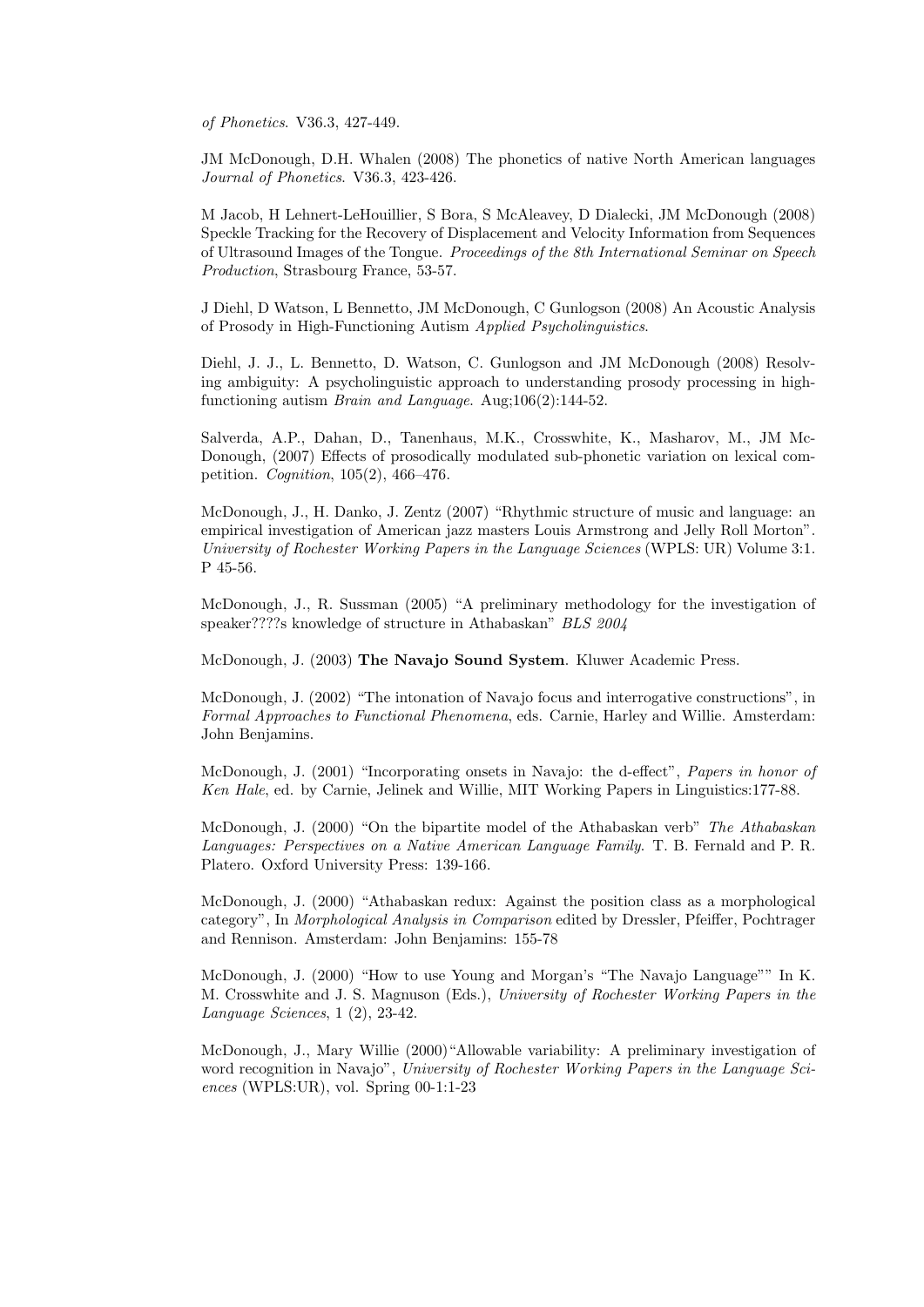*of Phonetics*. V36.3, 427-449.

JM McDonough, D.H. Whalen (2008) The phonetics of native North American languages *Journal of Phonetics*. V36.3, 423-426.

M Jacob, H Lehnert-LeHouillier, S Bora, S McAleavey, D Dialecki, JM McDonough (2008) Speckle Tracking for the Recovery of Displacement and Velocity Information from Sequences of Ultrasound Images of the Tongue. *Proceedings of the 8th International Seminar on Speech Production*, Strasbourg France, 53-57.

J Diehl, D Watson, L Bennetto, JM McDonough, C Gunlogson (2008) An Acoustic Analysis of Prosody in High-Functioning Autism *Applied Psycholinguistics*.

Diehl, J. J., L. Bennetto, D. Watson, C. Gunlogson and JM McDonough (2008) Resolving ambiguity: A psycholinguistic approach to understanding prosody processing in high-functioning autism *Brain and Language*. Aug;106(2):144-52.

Salverda, A.P., Dahan, D., Tanenhaus, M.K., Crosswhite, K., Masharov, M., JM McDonough, (2007) Effects of prosodically modulated sub-phonetic variation on lexical competition. *Cognition*, 105(2), 466–476.

McDonough, J., H. Danko, J. Zentz (2007) "Rhythmic structure of music and language: an empirical investigation of American jazz masters Louis Armstrong and Jelly Roll Morton". *University of Rochester Working Papers in the Language Sciences* (WPLS: UR) Volume 3:1. P 45-56.

McDonough, J., R. Sussman (2005) "A preliminary methodology for the investigation of speaker????s knowledge of structure in Athabaskan" *BLS 2004*

McDonough, J. (2003) **The Navajo Sound System**. Kluwer Academic Press.

McDonough, J. (2002) "The intonation of Navajo focus and interrogative constructions", in *Formal Approaches to Functional Phenomena*, eds. Carnie, Harley and Willie. Amsterdam: John Benjamins.

McDonough, J. (2001) "Incorporating onsets in Navajo: the d-effect", *Papers in honor of Ken Hale*, ed. by Carnie, Jelinek and Willie, MIT Working Papers in Linguistics:177-88.

McDonough, J. (2000) "On the bipartite model of the Athabaskan verb" *The Athabaskan Languages: Perspectives on a Native American Language Family*. T. B. Fernald and P. R. Platero. Oxford University Press: 139-166.

McDonough, J. (2000) "Athabaskan redux: Against the position class as a morphological category", In *Morphological Analysis in Comparison* edited by Dressler, Pfeiffer, Pochtrager and Rennison. Amsterdam: John Benjamins: 155-78

McDonough, J. (2000) "How to use Young and Morgan's "The Navajo Language"" In K. M. Crosswhite and J. S. Magnuson (Eds.), *University of Rochester Working Papers in the Language Sciences*, 1 (2), 23-42.

McDonough, J., Mary Willie (2000)"Allowable variability: A preliminary investigation of word recognition in Navajo", *University of Rochester Working Papers in the Language Sciences* (WPLS:UR), vol. Spring 00-1:1-23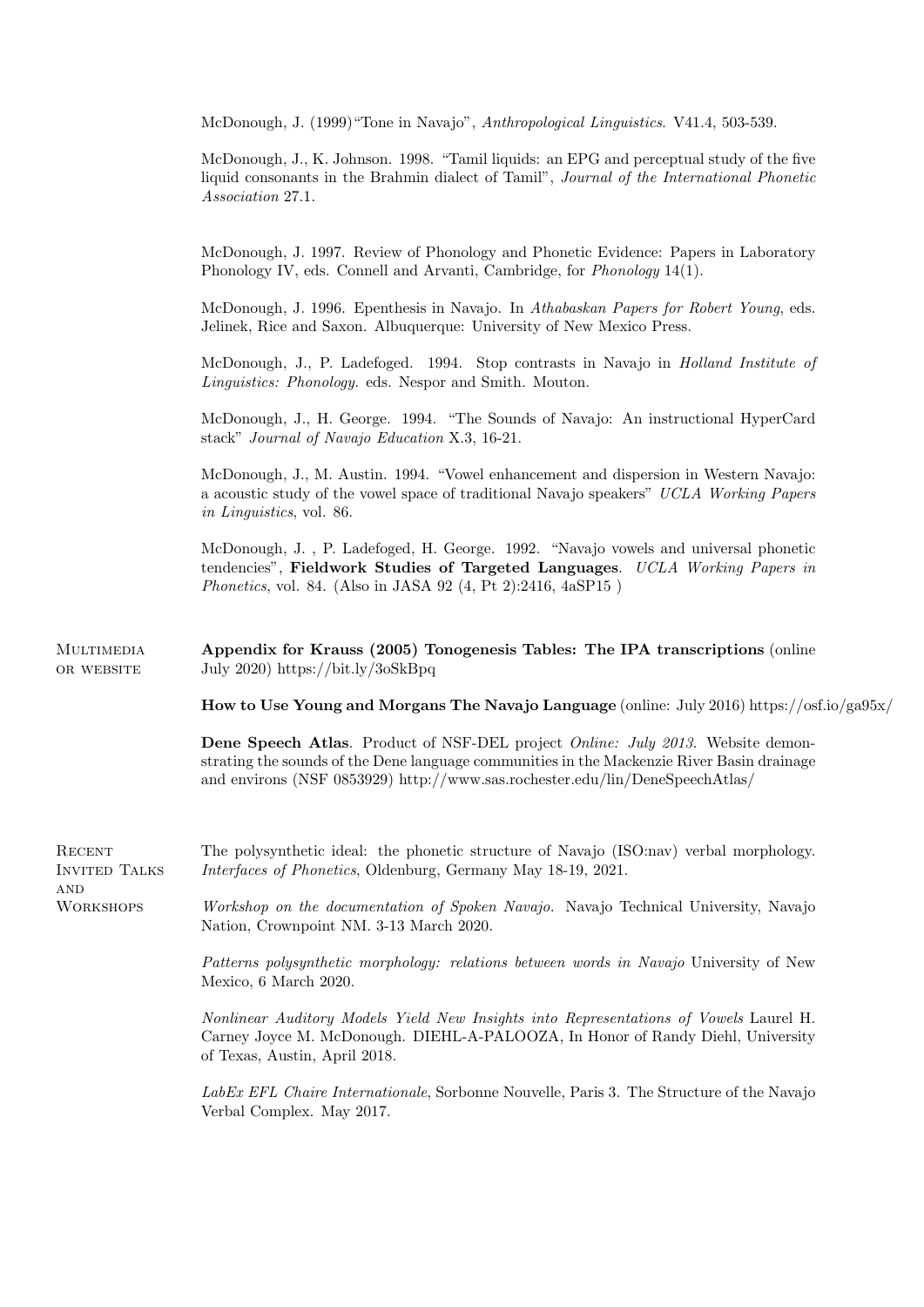McDonough, J. (1999)"Tone in Navajo", *Anthropological Linguistics*. V41.4, 503-539.

McDonough, J., K. Johnson. 1998. "Tamil liquids: an EPG and perceptual study of the five liquid consonants in the Brahmin dialect of Tamil", *Journal of the International Phonetic Association* 27.1.

McDonough, J. 1997. Review of Phonology and Phonetic Evidence: Papers in Laboratory Phonology IV, eds. Connell and Arvanti, Cambridge, for *Phonology* 14(1).

McDonough, J. 1996. Epenthesis in Navajo. In *Athabaskan Papers for Robert Young*, eds. Jelinek, Rice and Saxon. Albuquerque: University of New Mexico Press.

McDonough, J., P. Ladefoged. 1994. Stop contrasts in Navajo in *Holland Institute of Linguistics: Phonology.* eds. Nespor and Smith. Mouton.

McDonough, J., H. George. 1994. "The Sounds of Navajo: An instructional HyperCard stack" *Journal of Navajo Education* X.3, 16-21.

McDonough, J., M. Austin. 1994. "Vowel enhancement and dispersion in Western Navajo: a acoustic study of the vowel space of traditional Navajo speakers" *UCLA Working Papers in Linguistics*, vol. 86.

McDonough, J. , P. Ladefoged, H. George. 1992. "Navajo vowels and universal phonetic tendencies", **Fieldwork Studies of Targeted Languages**. *UCLA Working Papers in Phonetics*, vol. 84. (Also in JASA 92 (4, Pt 2):2416, 4aSP15 )

## Multimedia or website

**Appendix for Krauss (2005) Tonogenesis Tables: The IPA transcriptions** (online July 2020) https://bit.ly/3oSkBpq

**How to Use Young and Morgans The Navajo Language** (online: July 2016) https://osf.io/ga95x/

**Dene Speech Atlas**. Product of NSF-DEL project *Online: July 2013.* Website demonstrating the sounds of the Dene language communities in the Mackenzie River Basin drainage and environs (NSF 0853929) http://www.sas.rochester.edu/lin/DeneSpeechAtlas/

## Recent Invited Talks and Workshops

The polysynthetic ideal: the phonetic structure of Navajo (ISO:nav) verbal morphology. *Interfaces of Phonetics*, Oldenburg, Germany May 18-19, 2021.

*Workshop on the documentation of Spoken Navajo.* Navajo Technical University, Navajo Nation, Crownpoint NM. 3-13 March 2020.

*Patterns polysynthetic morphology: relations between words in Navajo* University of New Mexico, 6 March 2020.

*Nonlinear Auditory Models Yield New Insights into Representations of Vowels* Laurel H. Carney Joyce M. McDonough. DIEHL-A-PALOOZA, In Honor of Randy Diehl, University of Texas, Austin, April 2018.

*LabEx EFL Chaire Internationale*, Sorbonne Nouvelle, Paris 3. The Structure of the Navajo Verbal Complex. May 2017.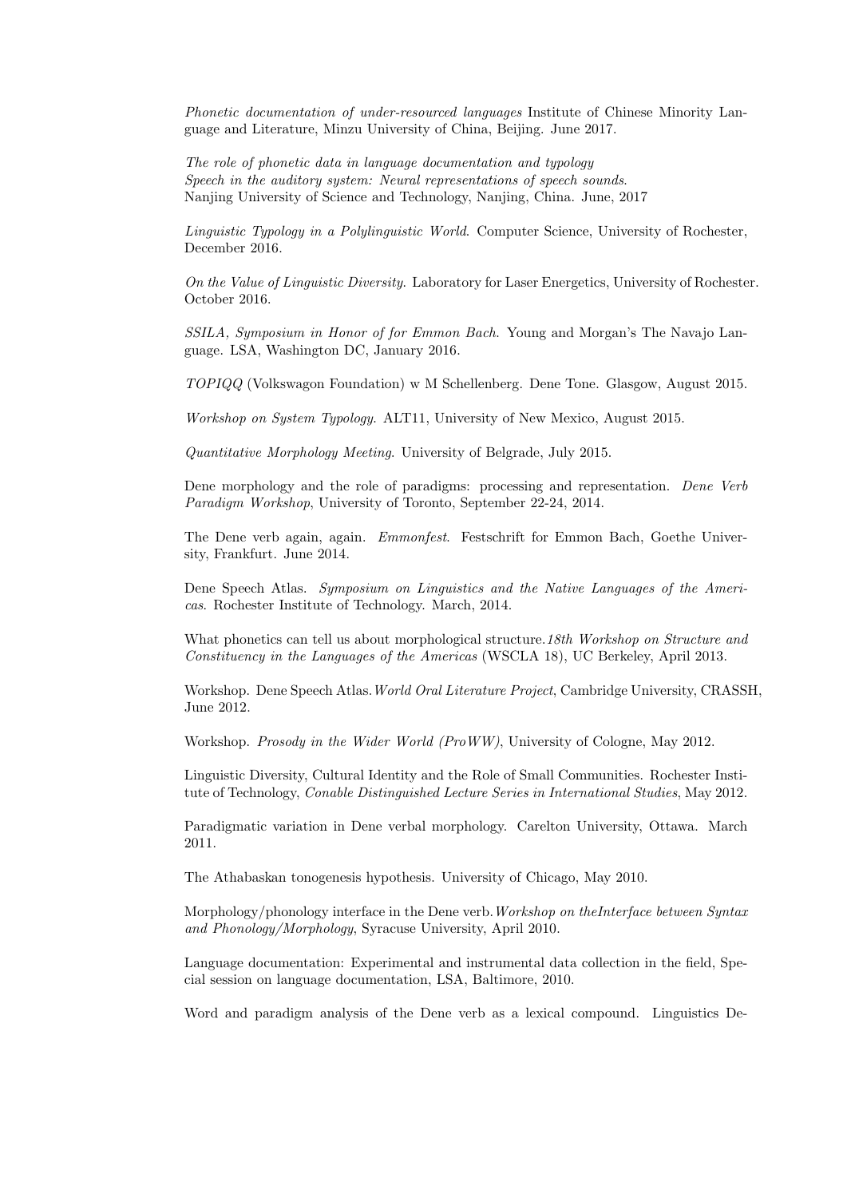*Phonetic documentation of under-resourced languages* Institute of Chinese Minority Language and Literature, Minzu University of China, Beijing. June 2017.

*The role of phonetic data in language documentation and typology*
*Speech in the auditory system: Neural representations of speech sounds.*
Nanjing University of Science and Technology, Nanjing, China. June, 2017

*Linguistic Typology in a Polylinguistic World*. Computer Science, University of Rochester, December 2016.

*On the Value of Linguistic Diversity*. Laboratory for Laser Energetics, University of Rochester. October 2016.

*SSILA, Symposium in Honor of for Emmon Bach.* Young and Morgan's The Navajo Language. LSA, Washington DC, January 2016.

*TOPIQQ* (Volkswagon Foundation) w M Schellenberg. Dene Tone. Glasgow, August 2015.

*Workshop on System Typology.* ALT11, University of New Mexico, August 2015.

*Quantitative Morphology Meeting*. University of Belgrade, July 2015.

Dene morphology and the role of paradigms: processing and representation. *Dene Verb Paradigm Workshop*, University of Toronto, September 22-24, 2014.

The Dene verb again, again. *Emmonfest*. Festschrift for Emmon Bach, Goethe University, Frankfurt. June 2014.

Dene Speech Atlas. *Symposium on Linguistics and the Native Languages of the Americas*. Rochester Institute of Technology. March, 2014.

What phonetics can tell us about morphological structure.*18th Workshop on Structure and Constituency in the Languages of the Americas* (WSCLA 18), UC Berkeley, April 2013.

Workshop. Dene Speech Atlas.*World Oral Literature Project*, Cambridge University, CRASSH, June 2012.

Workshop. *Prosody in the Wider World (ProWW)*, University of Cologne, May 2012.

Linguistic Diversity, Cultural Identity and the Role of Small Communities. Rochester Institute of Technology, *Conable Distinguished Lecture Series in International Studies*, May 2012.

Paradigmatic variation in Dene verbal morphology. Carelton University, Ottawa. March 2011.

The Athabaskan tonogenesis hypothesis. University of Chicago, May 2010.

Morphology/phonology interface in the Dene verb.*Workshop on theInterface between Syntax and Phonology/Morphology*, Syracuse University, April 2010.

Language documentation: Experimental and instrumental data collection in the field, Special session on language documentation, LSA, Baltimore, 2010.

Word and paradigm analysis of the Dene verb as a lexical compound. Linguistics De-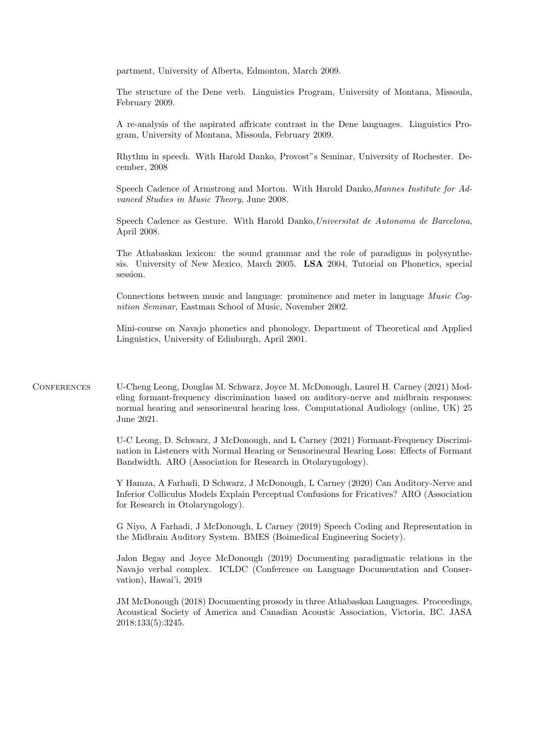partment, University of Alberta, Edmonton, March 2009.

The structure of the Dene verb. Linguistics Program, University of Montana, Missoula, February 2009.

A re-analysis of the aspirated affricate contrast in the Dene languages. Linguistics Program, University of Montana, Missoula, February 2009.

Rhythm in speech. With Harold Danko, Provost"s Seminar, University of Rochester. December, 2008

Speech Cadence of Armstrong and Morton. With Harold Danko,*Mannes Institute for Advanced Studies in Music Theory*, June 2008.

Speech Cadence as Gesture. With Harold Danko,*Universitat de Autonoma de Barcelona*, April 2008.

The Athabaskan lexicon: the sound grammar and the role of paradigms in polysynthesis. University of New Mexico, March 2005. **LSA** 2004, Tutorial on Phonetics, special session.

Connections between music and language: prominence and meter in language *Music Cognition Seminar*, Eastman School of Music, November 2002.

Mini-course on Navajo phonetics and phonology, Department of Theoretical and Applied Linguistics, University of Edinburgh, April 2001.

## Conferences

U-Cheng Leong, Douglas M. Schwarz, Joyce M. McDonough, Laurel H. Carney (2021) Modeling formant-frequency discrimination based on auditory-nerve and midbrain responses: normal hearing and sensorineural hearing loss. Computational Audiology (online, UK) 25 June 2021.

U-C Leong, D. Schwarz, J McDonough, and L Carney (2021) Formant-Frequency Discrimination in Listeners with Normal Hearing or Sensorineural Hearing Loss: Effects of Formant Bandwidth. ARO (Association for Research in Otolaryngology).

Y Hamza, A Farhadi, D Schwarz, J McDonough, L Carney (2020) Can Auditory-Nerve and Inferior Colliculus Models Explain Perceptual Confusions for Fricatives? ARO (Association for Research in Otolaryngology).

G Niyo, A Farhadi, J McDonough, L Carney (2019) Speech Coding and Representation in the Midbrain Auditory System. BMES (Boimedical Engineering Society).

Jalon Begay and Joyce McDonough (2019) Documenting paradigmatic relations in the Navajo verbal complex. ICLDC (Conference on Language Documentation and Conservation), Hawai'i, 2019

JM McDonough (2018) Documenting prosody in three Athabaskan Languages. Proceedings, Acoustical Society of America and Canadian Acoustic Association, Victoria, BC. JASA 2018;133(5):3245.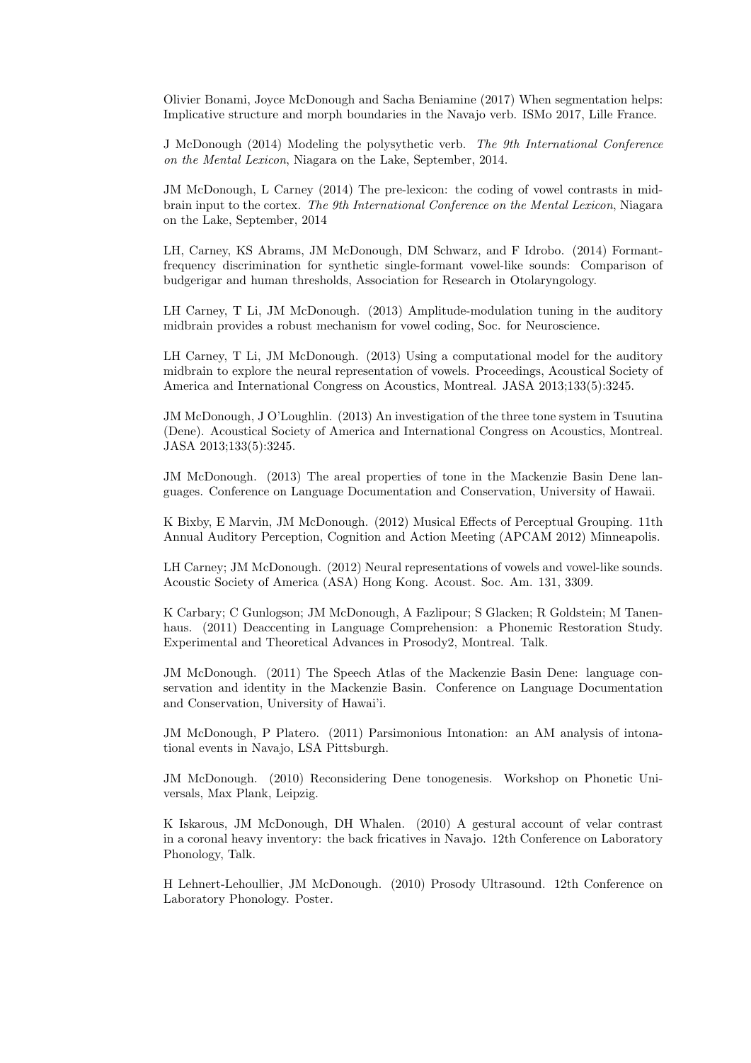Olivier Bonami, Joyce McDonough and Sacha Beniamine (2017) When segmentation helps: Implicative structure and morph boundaries in the Navajo verb. ISMo 2017, Lille France.

J McDonough (2014) Modeling the polysythetic verb. *The 9th International Conference on the Mental Lexicon*, Niagara on the Lake, September, 2014.

JM McDonough, L Carney (2014) The pre-lexicon: the coding of vowel contrasts in mid-brain input to the cortex. *The 9th International Conference on the Mental Lexicon*, Niagara on the Lake, September, 2014

LH, Carney, KS Abrams, JM McDonough, DM Schwarz, and F Idrobo. (2014) Formant-frequency discrimination for synthetic single-formant vowel-like sounds: Comparison of budgerigar and human thresholds, Association for Research in Otolaryngology.

LH Carney, T Li, JM McDonough. (2013) Amplitude-modulation tuning in the auditory midbrain provides a robust mechanism for vowel coding, Soc. for Neuroscience.

LH Carney, T Li, JM McDonough. (2013) Using a computational model for the auditory midbrain to explore the neural representation of vowels. Proceedings, Acoustical Society of America and International Congress on Acoustics, Montreal. JASA 2013;133(5):3245.

JM McDonough, J O'Loughlin. (2013) An investigation of the three tone system in Tsuutina (Dene). Acoustical Society of America and International Congress on Acoustics, Montreal. JASA 2013;133(5):3245.

JM McDonough. (2013) The areal properties of tone in the Mackenzie Basin Dene languages. Conference on Language Documentation and Conservation, University of Hawaii.

K Bixby, E Marvin, JM McDonough. (2012) Musical Effects of Perceptual Grouping. 11th Annual Auditory Perception, Cognition and Action Meeting (APCAM 2012) Minneapolis.

LH Carney; JM McDonough. (2012) Neural representations of vowels and vowel-like sounds. Acoustic Society of America (ASA) Hong Kong. Acoust. Soc. Am. 131, 3309.

K Carbary; C Gunlogson; JM McDonough, A Fazlipour; S Glacken; R Goldstein; M Tanenhaus. (2011) Deaccenting in Language Comprehension: a Phonemic Restoration Study. Experimental and Theoretical Advances in Prosody2, Montreal. Talk.

JM McDonough. (2011) The Speech Atlas of the Mackenzie Basin Dene: language conservation and identity in the Mackenzie Basin. Conference on Language Documentation and Conservation, University of Hawai'i.

JM McDonough, P Platero. (2011) Parsimonious Intonation: an AM analysis of intonational events in Navajo, LSA Pittsburgh.

JM McDonough. (2010) Reconsidering Dene tonogenesis. Workshop on Phonetic Universals, Max Plank, Leipzig.

K Iskarous, JM McDonough, DH Whalen. (2010) A gestural account of velar contrast in a coronal heavy inventory: the back fricatives in Navajo. 12th Conference on Laboratory Phonology, Talk.

H Lehnert-Lehoullier, JM McDonough. (2010) Prosody Ultrasound. 12th Conference on Laboratory Phonology. Poster.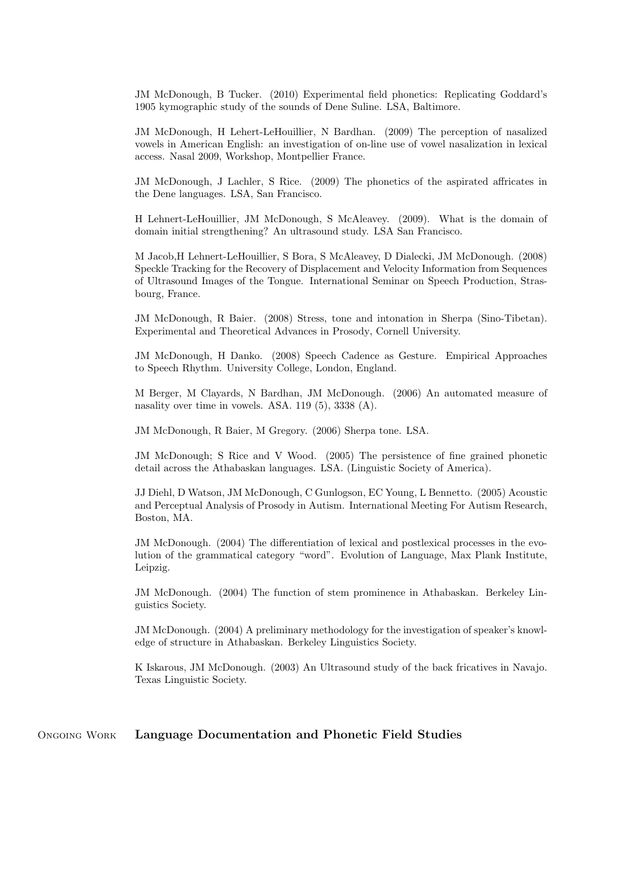JM McDonough, B Tucker. (2010) Experimental field phonetics: Replicating Goddard's 1905 kymographic study of the sounds of Dene Suline. LSA, Baltimore.

JM McDonough, H Lehert-LeHouillier, N Bardhan. (2009) The perception of nasalized vowels in American English: an investigation of on-line use of vowel nasalization in lexical access. Nasal 2009, Workshop, Montpellier France.

JM McDonough, J Lachler, S Rice. (2009) The phonetics of the aspirated affricates in the Dene languages. LSA, San Francisco.

H Lehnert-LeHouillier, JM McDonough, S McAleavey. (2009). What is the domain of domain initial strengthening? An ultrasound study. LSA San Francisco.

M Jacob,H Lehnert-LeHouillier, S Bora, S McAleavey, D Dialecki, JM McDonough. (2008) Speckle Tracking for the Recovery of Displacement and Velocity Information from Sequences of Ultrasound Images of the Tongue. International Seminar on Speech Production, Strasbourg, France.

JM McDonough, R Baier. (2008) Stress, tone and intonation in Sherpa (Sino-Tibetan). Experimental and Theoretical Advances in Prosody, Cornell University.

JM McDonough, H Danko. (2008) Speech Cadence as Gesture. Empirical Approaches to Speech Rhythm. University College, London, England.

M Berger, M Clayards, N Bardhan, JM McDonough. (2006) An automated measure of nasality over time in vowels. ASA. 119 (5), 3338 (A).

JM McDonough, R Baier, M Gregory. (2006) Sherpa tone. LSA.

JM McDonough; S Rice and V Wood. (2005) The persistence of fine grained phonetic detail across the Athabaskan languages. LSA. (Linguistic Society of America).

JJ Diehl, D Watson, JM McDonough, C Gunlogson, EC Young, L Bennetto. (2005) Acoustic and Perceptual Analysis of Prosody in Autism. International Meeting For Autism Research, Boston, MA.

JM McDonough. (2004) The differentiation of lexical and postlexical processes in the evolution of the grammatical category "word". Evolution of Language, Max Plank Institute, Leipzig.

JM McDonough. (2004) The function of stem prominence in Athabaskan. Berkeley Linguistics Society.

JM McDonough. (2004) A preliminary methodology for the investigation of speaker's knowledge of structure in Athabaskan. Berkeley Linguistics Society.

K Iskarous, JM McDonough. (2003) An Ultrasound study of the back fricatives in Navajo. Texas Linguistic Society.

## Ongoing Work

**Language Documentation and Phonetic Field Studies**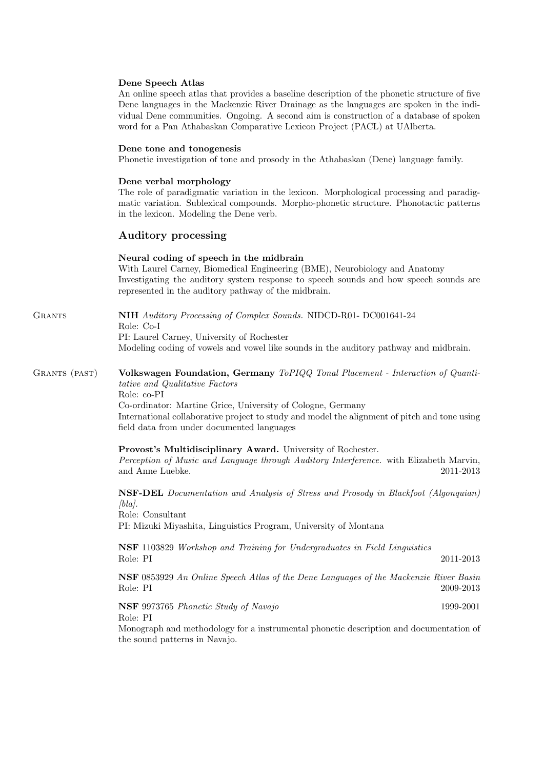**Dene Speech Atlas**

An online speech atlas that provides a baseline description of the phonetic structure of five Dene languages in the Mackenzie River Drainage as the languages are spoken in the individual Dene communities. Ongoing. A second aim is construction of a database of spoken word for a Pan Athabaskan Comparative Lexicon Project (PACL) at UAlberta.

**Dene tone and tonogenesis**

Phonetic investigation of tone and prosody in the Athabaskan (Dene) language family.

**Dene verbal morphology**

The role of paradigmatic variation in the lexicon. Morphological processing and paradigmatic variation. Sublexical compounds. Morpho-phonetic structure. Phonotactic patterns in the lexicon. Modeling the Dene verb.

### Auditory processing

**Neural coding of speech in the midbrain**

With Laurel Carney, Biomedical Engineering (BME), Neurobiology and Anatomy
Investigating the auditory system response to speech sounds and how speech sounds are represented in the auditory pathway of the midbrain.

## Grants

**NIH** *Auditory Processing of Complex Sounds.* NIDCD-R01- DC001641-24
Role: Co-I
PI: Laurel Carney, University of Rochester
Modeling coding of vowels and vowel like sounds in the auditory pathway and midbrain.

## Grants (past)

**Volkswagen Foundation, Germany** *ToPIQQ Tonal Placement - Interaction of Quantitative and Qualitative Factors*
Role: co-PI
Co-ordinator: Martine Grice, University of Cologne, Germany
International collaborative project to study and model the alignment of pitch and tone using field data from under documented languages

**Provost's Multidisciplinary Award.** University of Rochester.
*Perception of Music and Language through Auditory Interference.* with Elizabeth Marvin, and Anne Luebke. 2011-2013

**NSF-DEL** *Documentation and Analysis of Stress and Prosody in Blackfoot (Algonquian) [bla].*
Role: Consultant
PI: Mizuki Miyashita, Linguistics Program, University of Montana

**NSF** 1103829 *Workshop and Training for Undergraduates in Field Linguistics*
Role: PI 2011-2013

**NSF** 0853929 *An Online Speech Atlas of the Dene Languages of the Mackenzie River Basin*
Role: PI 2009-2013

**NSF** 9973765 *Phonetic Study of Navajo* 1999-2001
Role: PI
Monograph and methodology for a instrumental phonetic description and documentation of the sound patterns in Navajo.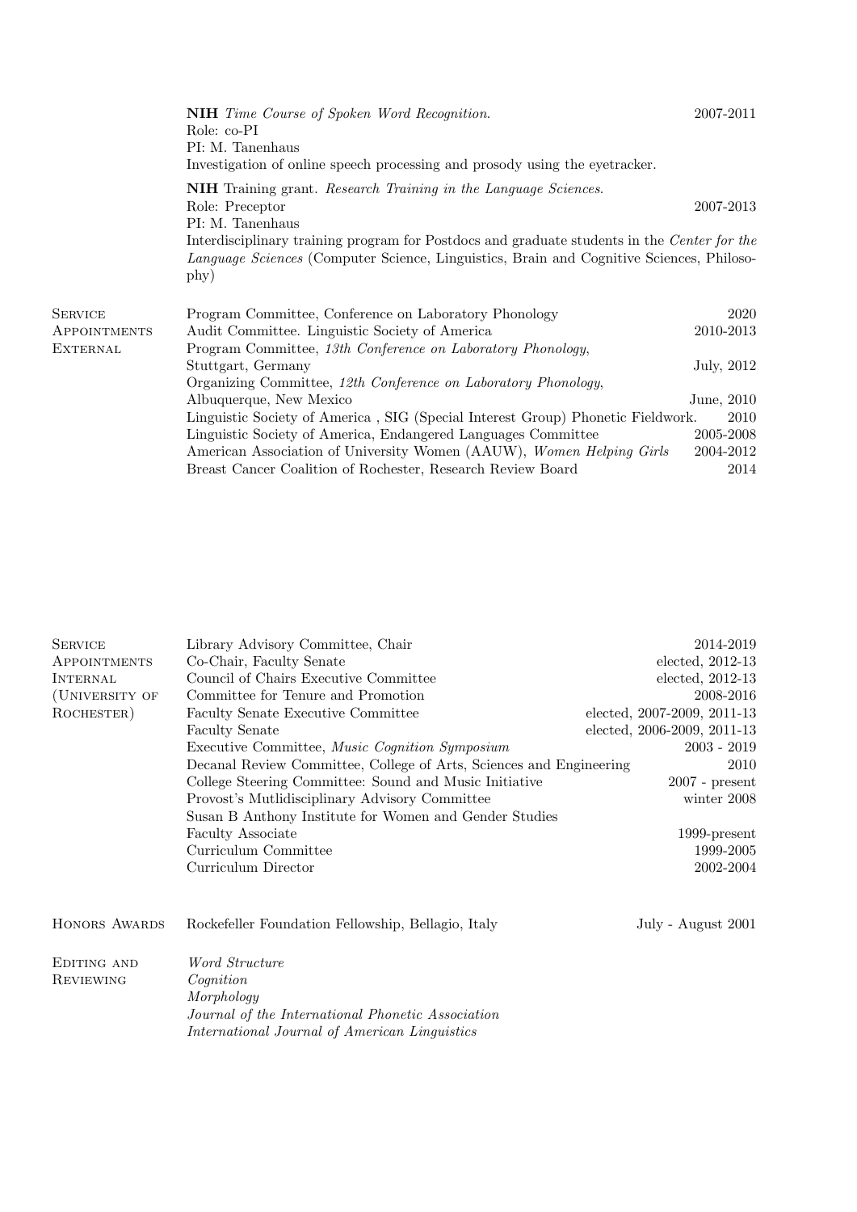**NIH** *Time Course of Spoken Word Recognition.* 2007-2011
Role: co-PI
PI: M. Tanenhaus
Investigation of online speech processing and prosody using the eyetracker.

**NIH** Training grant. *Research Training in the Language Sciences.*
Role: Preceptor 2007-2013
PI: M. Tanenhaus
Interdisciplinary training program for Postdocs and graduate students in the *Center for the Language Sciences* (Computer Science, Linguistics, Brain and Cognitive Sciences, Philosophy)

## Service Appointments External

| | |
|---|---|
| Program Committee, Conference on Laboratory Phonology | 2020 |
| Audit Committee. Linguistic Society of America | 2010-2013 |
| Program Committee, *13th Conference on Laboratory Phonology*, Stuttgart, Germany | July, 2012 |
| Organizing Committee, *12th Conference on Laboratory Phonology*, Albuquerque, New Mexico | June, 2010 |
| Linguistic Society of America , SIG (Special Interest Group) Phonetic Fieldwork. | 2010 |
| Linguistic Society of America, Endangered Languages Committee | 2005-2008 |
| American Association of University Women (AAUW), *Women Helping Girls* | 2004-2012 |
| Breast Cancer Coalition of Rochester, Research Review Board | 2014 |

## Service Appointments Internal (University of Rochester)

| | |
|---|---|
| Library Advisory Committee, Chair | 2014-2019 |
| Co-Chair, Faculty Senate | elected, 2012-13 |
| Council of Chairs Executive Committee | elected, 2012-13 |
| Committee for Tenure and Promotion | 2008-2016 |
| Faculty Senate Executive Committee | elected, 2007-2009, 2011-13 |
| Faculty Senate | elected, 2006-2009, 2011-13 |
| Executive Committee, *Music Cognition Symposium* | 2003 - 2019 |
| Decanal Review Committee, College of Arts, Sciences and Engineering | 2010 |
| College Steering Committee: Sound and Music Initiative | 2007 - present |
| Provost's Mutlidisciplinary Advisory Committee | winter 2008 |
| Susan B Anthony Institute for Women and Gender Studies | |
| Faculty Associate | 1999-present |
| Curriculum Committee | 1999-2005 |
| Curriculum Director | 2002-2004 |

## Honors Awards

Rockefeller Foundation Fellowship, Bellagio, Italy — July - August 2001

## Editing and Reviewing

*Word Structure*
*Cognition*
*Morphology*
*Journal of the International Phonetic Association*
*International Journal of American Linguistics*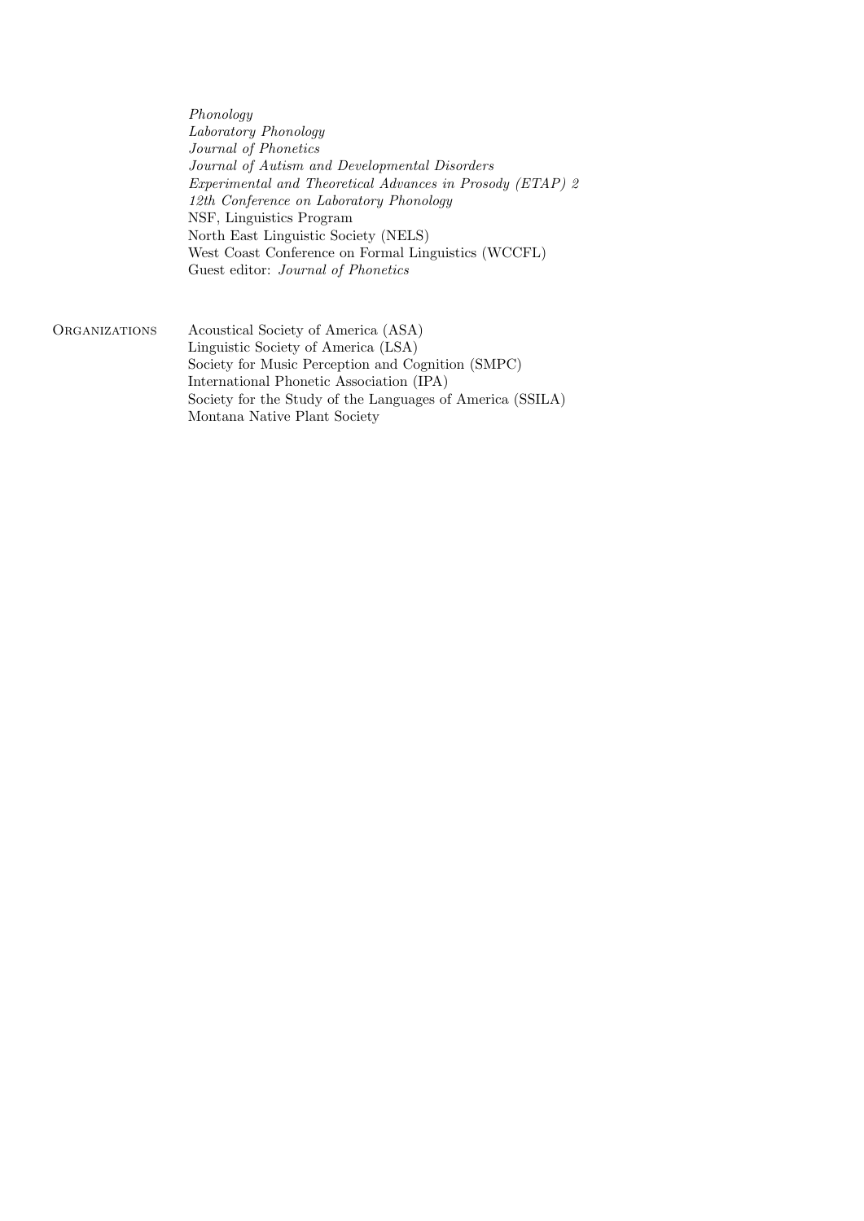*Phonology*
*Laboratory Phonology*
*Journal of Phonetics*
*Journal of Autism and Developmental Disorders*
*Experimental and Theoretical Advances in Prosody (ETAP) 2*
*12th Conference on Laboratory Phonology*
NSF, Linguistics Program
North East Linguistic Society (NELS)
West Coast Conference on Formal Linguistics (WCCFL)
Guest editor: *Journal of Phonetics*

ORGANIZATIONS

Acoustical Society of America (ASA)
Linguistic Society of America (LSA)
Society for Music Perception and Cognition (SMPC)
International Phonetic Association (IPA)
Society for the Study of the Languages of America (SSILA)
Montana Native Plant Society